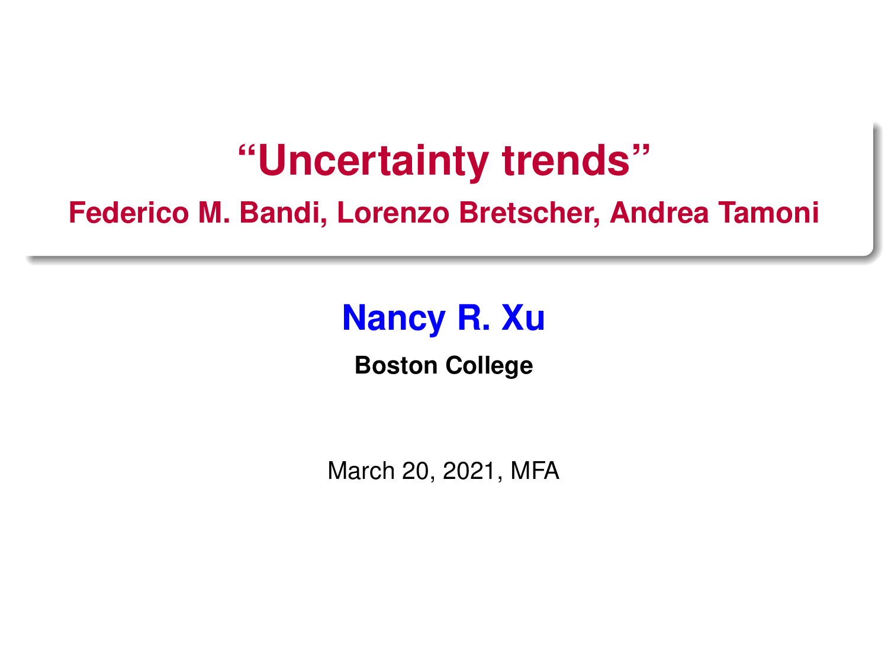# "Uncertainty trends"

## Federico M. Bandi, Lorenzo Bretscher, Andrea Tamoni

**Nancy R. Xu**

**Boston College**

March 20, 2021, MFA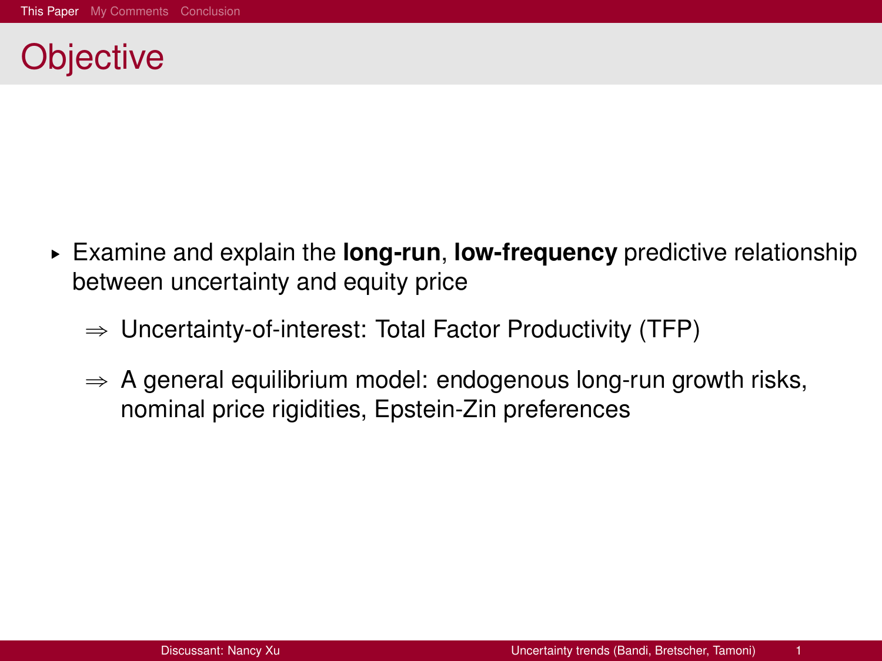# Objective

- Examine and explain the **long-run**, **low-frequency** predictive relationship between uncertainty and equity price
  - $\Rightarrow$ Uncertainty-of-interest: Total Factor Productivity (TFP)
  - $\Rightarrow$ A general equilibrium model: endogenous long-run growth risks, nominal price rigidities, Epstein-Zin preferences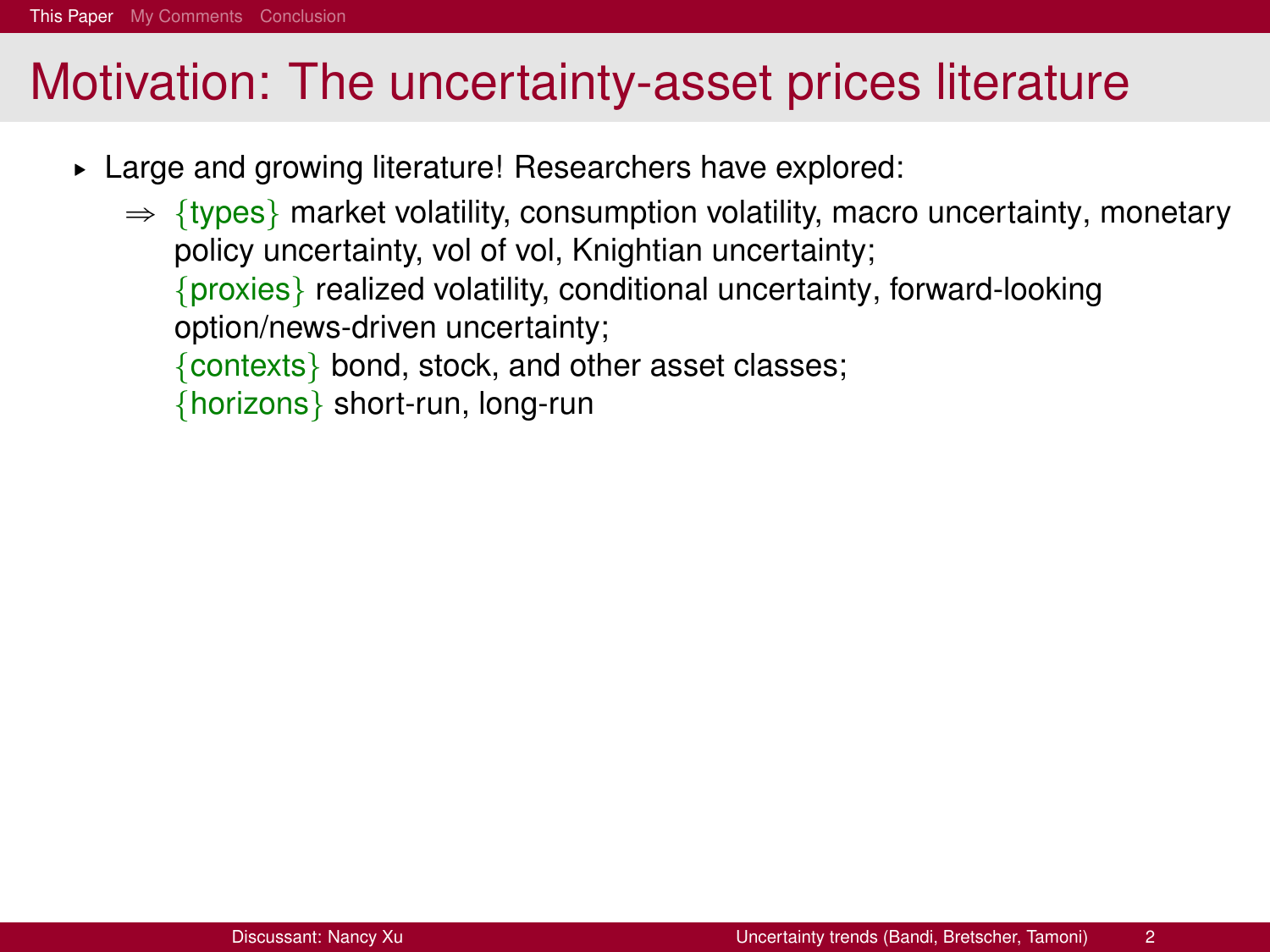# Motivation: The uncertainty-asset prices literature

- Large and growing literature! Researchers have explored:
  - ⇒ {types} market volatility, consumption volatility, macro uncertainty, monetary policy uncertainty, vol of vol, Knightian uncertainty;
    {proxies} realized volatility, conditional uncertainty, forward-looking option/news-driven uncertainty;
    {contexts} bond, stock, and other asset classes;
    {horizons} short-run, long-run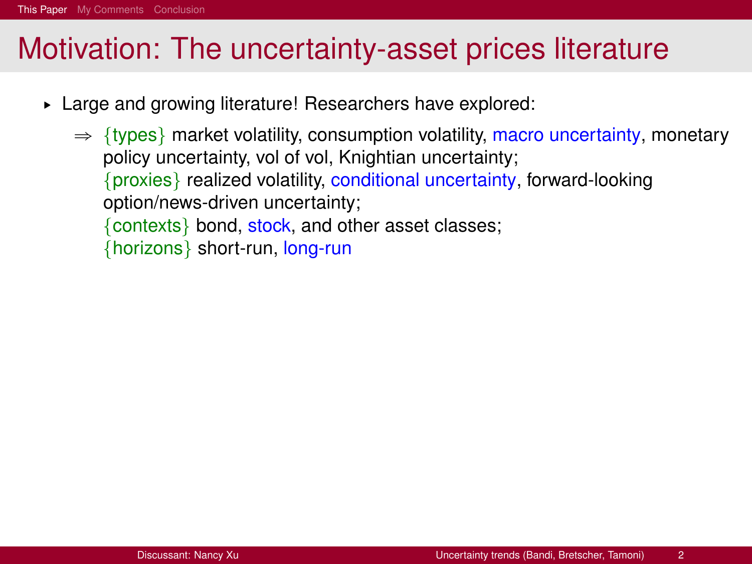# Motivation: The uncertainty-asset prices literature

- Large and growing literature! Researchers have explored:
  - ⇒ {types} market volatility, consumption volatility, macro uncertainty, monetary policy uncertainty, vol of vol, Knightian uncertainty;
    {proxies} realized volatility, conditional uncertainty, forward-looking option/news-driven uncertainty;
    {contexts} bond, stock, and other asset classes;
    {horizons} short-run, long-run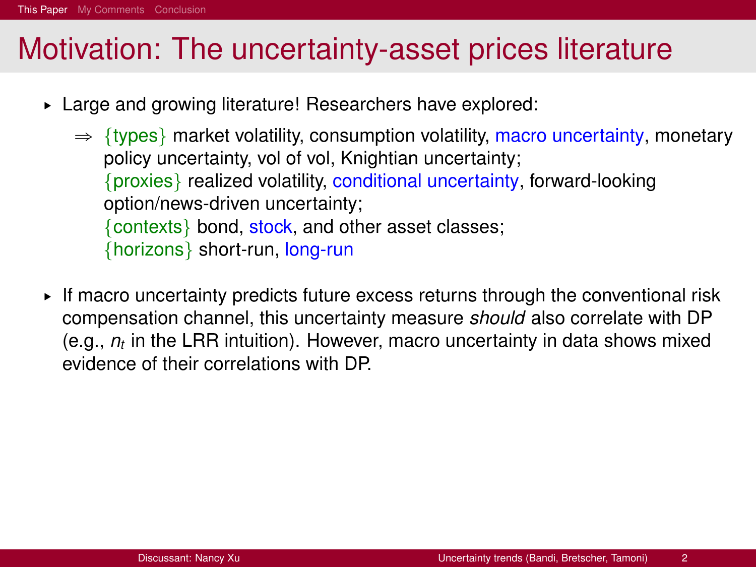# Motivation: The uncertainty-asset prices literature

- Large and growing literature! Researchers have explored:
  - ⇒ {types} market volatility, consumption volatility, macro uncertainty, monetary policy uncertainty, vol of vol, Knightian uncertainty;
    {proxies} realized volatility, conditional uncertainty, forward-looking option/news-driven uncertainty;
    {contexts} bond, stock, and other asset classes;
    {horizons} short-run, long-run
- If macro uncertainty predicts future excess returns through the conventional risk compensation channel, this uncertainty measure *should* also correlate with DP (e.g., $n_t$ in the LRR intuition). However, macro uncertainty in data shows mixed evidence of their correlations with DP.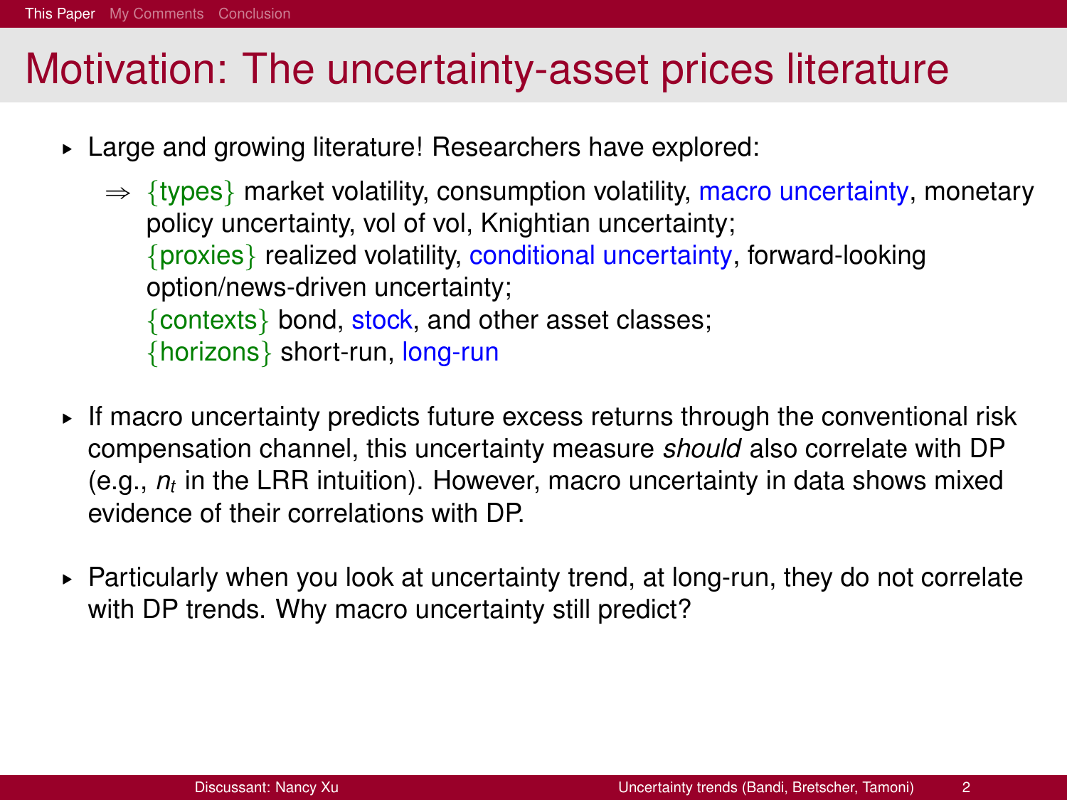# Motivation: The uncertainty-asset prices literature

- Large and growing literature! Researchers have explored:
  - $\Rightarrow$ {types} market volatility, consumption volatility, macro uncertainty, monetary policy uncertainty, vol of vol, Knightian uncertainty;
    {proxies} realized volatility, conditional uncertainty, forward-looking option/news-driven uncertainty;
    {contexts} bond, stock, and other asset classes;
    {horizons} short-run, long-run

- If macro uncertainty predicts future excess returns through the conventional risk compensation channel, this uncertainty measure *should* also correlate with DP (e.g., $n_t$ in the LRR intuition). However, macro uncertainty in data shows mixed evidence of their correlations with DP.

- Particularly when you look at uncertainty trend, at long-run, they do not correlate with DP trends. Why macro uncertainty still predict?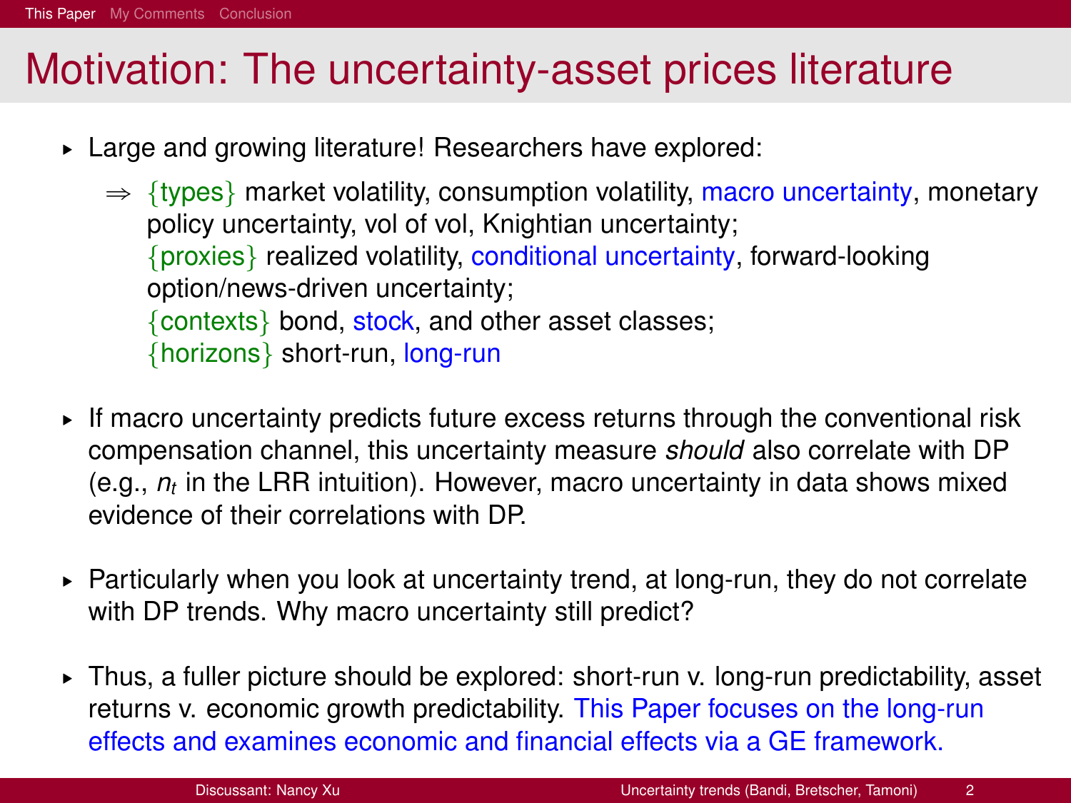# Motivation: The uncertainty-asset prices literature

- Large and growing literature! Researchers have explored:
  - $\Rightarrow$ {types} market volatility, consumption volatility, macro uncertainty, monetary policy uncertainty, vol of vol, Knightian uncertainty;
    {proxies} realized volatility, conditional uncertainty, forward-looking option/news-driven uncertainty;
    {contexts} bond, stock, and other asset classes;
    {horizons} short-run, long-run
- If macro uncertainty predicts future excess returns through the conventional risk compensation channel, this uncertainty measure *should* also correlate with DP (e.g., $n_t$ in the LRR intuition). However, macro uncertainty in data shows mixed evidence of their correlations with DP.
- Particularly when you look at uncertainty trend, at long-run, they do not correlate with DP trends. Why macro uncertainty still predict?
- Thus, a fuller picture should be explored: short-run v. long-run predictability, asset returns v. economic growth predictability. This Paper focuses on the long-run effects and examines economic and financial effects via a GE framework.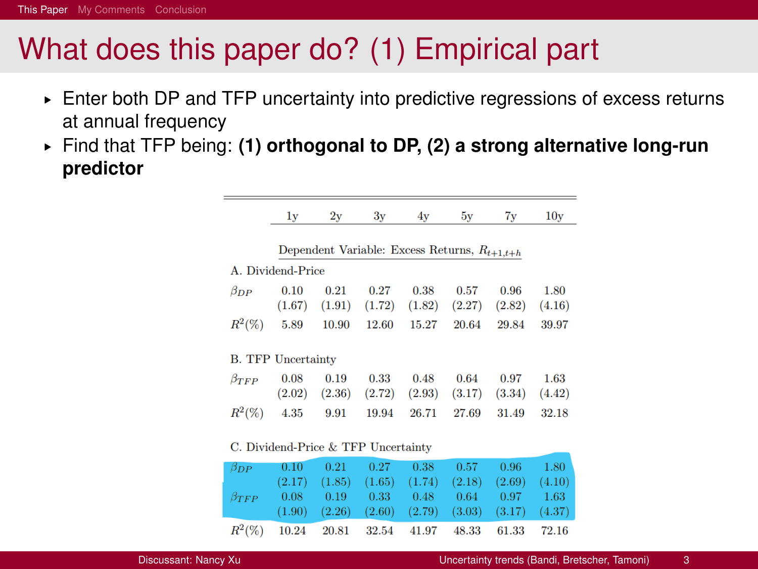# What does this paper do? (1) Empirical part

- Enter both DP and TFP uncertainty into predictive regressions of excess returns at annual frequency
- Find that TFP being: **(1) orthogonal to DP, (2) a strong alternative long-run predictor**

| | 1y | 2y | 3y | 4y | 5y | 7y | 10y |
|---|---|---|---|---|---|---|---|
| **Dependent Variable: Excess Returns, $R_{t+1,t+h}$** | | | | | | | |
| A. Dividend-Price | | | | | | | |
| $\beta_{DP}$ | 0.10 | 0.21 | 0.27 | 0.38 | 0.57 | 0.96 | 1.80 |
| | (1.67) | (1.91) | (1.72) | (1.82) | (2.27) | (2.82) | (4.16) |
| $R^2(\%)$ | 5.89 | 10.90 | 12.60 | 15.27 | 20.64 | 29.84 | 39.97 |
| B. TFP Uncertainty | | | | | | | |
| $\beta_{TFP}$ | 0.08 | 0.19 | 0.33 | 0.48 | 0.64 | 0.97 | 1.63 |
| | (2.02) | (2.36) | (2.72) | (2.93) | (3.17) | (3.34) | (4.42) |
| $R^2(\%)$ | 4.35 | 9.91 | 19.94 | 26.71 | 27.69 | 31.49 | 32.18 |
| C. Dividend-Price & TFP Uncertainty | | | | | | | |
| $\beta_{DP}$ | 0.10 | 0.21 | 0.27 | 0.38 | 0.57 | 0.96 | 1.80 |
| | (2.17) | (1.85) | (1.65) | (1.74) | (2.18) | (2.69) | (4.10) |
| $\beta_{TFP}$ | 0.08 | 0.19 | 0.33 | 0.48 | 0.64 | 0.97 | 1.63 |
| | (1.90) | (2.26) | (2.60) | (2.79) | (3.03) | (3.17) | (4.37) |
| $R^2(\%)$ | 10.24 | 20.81 | 32.54 | 41.97 | 48.33 | 61.33 | 72.16 |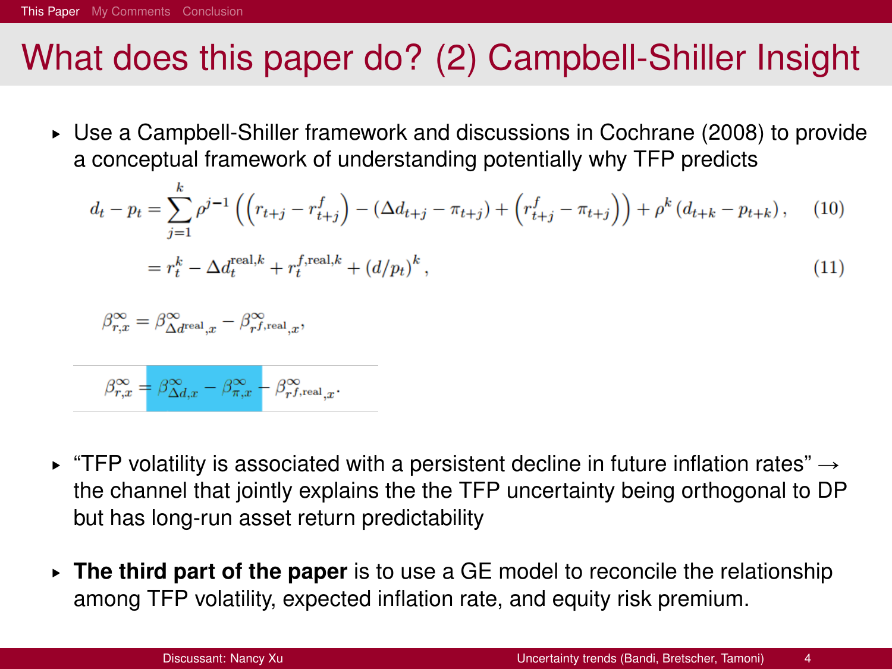# What does this paper do? (2) Campbell-Shiller Insight

- Use a Campbell-Shiller framework and discussions in Cochrane (2008) to provide a conceptual framework of understanding potentially why TFP predicts

$$d_t - p_t = \sum_{j=1}^{k} \rho^{j-1} \left( \left( r_{t+j} - r^f_{t+j} \right) - \left( \Delta d_{t+j} - \pi_{t+j} \right) + \left( r^f_{t+j} - \pi_{t+j} \right) \right) + \rho^k \left( d_{t+k} - p_{t+k} \right), \quad (10)$$

$$= r^k_t - \Delta d^{\text{real},k}_t + r^{f,\text{real},k}_t + \left( d/p_t \right)^k, \quad (11)$$

$$\beta^{\infty}_{r,x} = \beta^{\infty}_{\Delta d^{\text{real}},x} - \beta^{\infty}_{r^{f,\text{real}},x},$$

$$\beta^{\infty}_{r,x} = \beta^{\infty}_{\Delta d,x} - \beta^{\infty}_{\pi,x} - \beta^{\infty}_{r^{f,\text{real}},x}.$$

- "TFP volatility is associated with a persistent decline in future inflation rates" → the channel that jointly explains the the TFP uncertainty being orthogonal to DP but has long-run asset return predictability

- **The third part of the paper** is to use a GE model to reconcile the relationship among TFP volatility, expected inflation rate, and equity risk premium.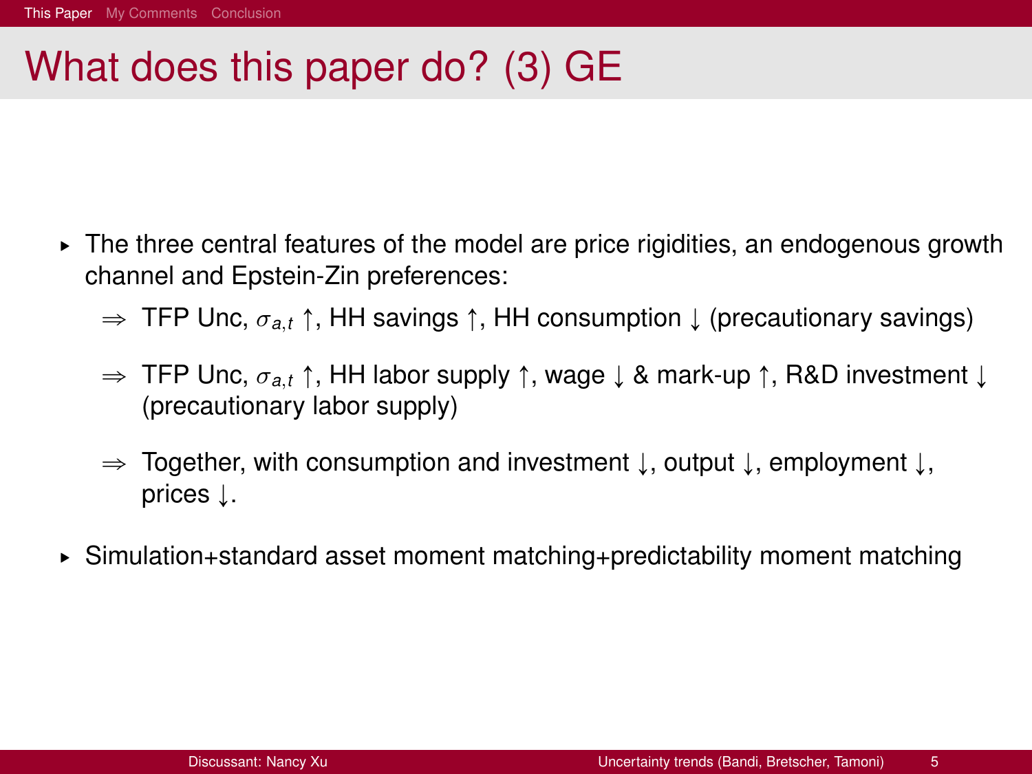# What does this paper do? (3) GE

- The three central features of the model are price rigidities, an endogenous growth channel and Epstein-Zin preferences:
  - $\Rightarrow$ TFP Unc, $\sigma_{a,t} \uparrow$, HH savings $\uparrow$, HH consumption $\downarrow$ (precautionary savings)
  - $\Rightarrow$ TFP Unc, $\sigma_{a,t} \uparrow$, HH labor supply $\uparrow$, wage $\downarrow$ & mark-up $\uparrow$, R&D investment $\downarrow$ (precautionary labor supply)
  - $\Rightarrow$ Together, with consumption and investment $\downarrow$, output $\downarrow$, employment $\downarrow$, prices $\downarrow$.
- Simulation+standard asset moment matching+predictability moment matching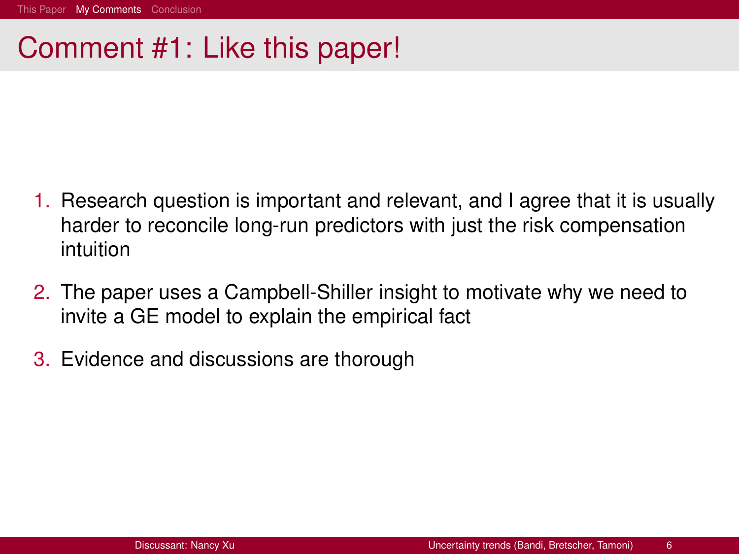# Comment #1: Like this paper!

1. Research question is important and relevant, and I agree that it is usually harder to reconcile long-run predictors with just the risk compensation intuition
2. The paper uses a Campbell-Shiller insight to motivate why we need to invite a GE model to explain the empirical fact
3. Evidence and discussions are thorough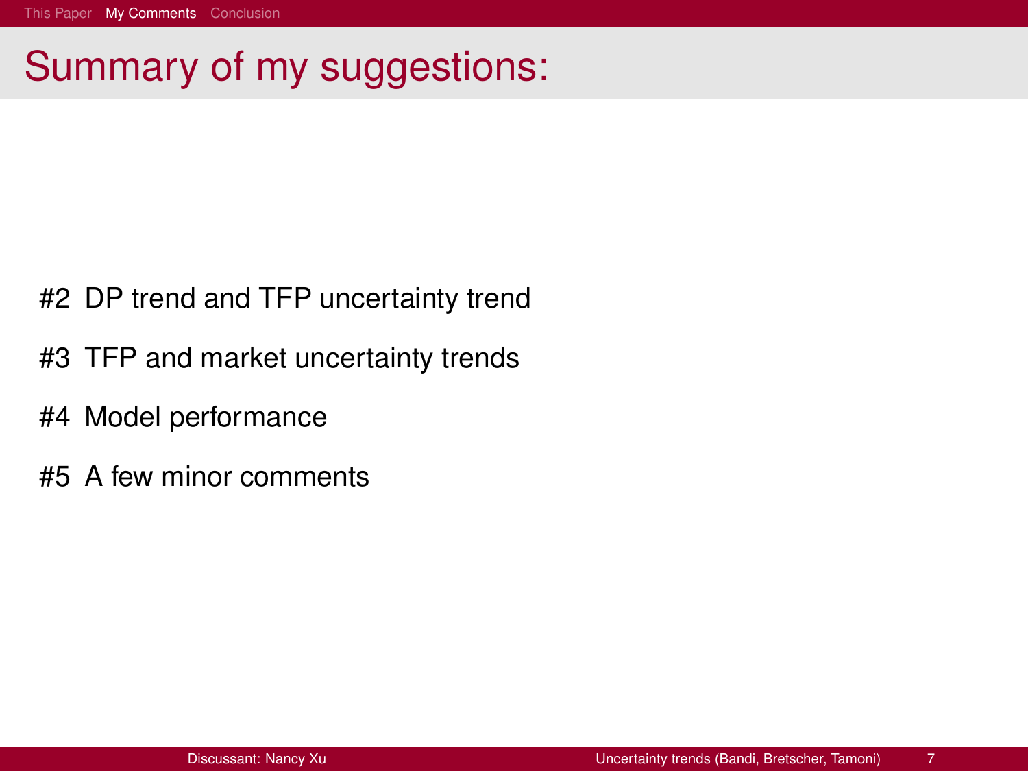# Summary of my suggestions:

#2 DP trend and TFP uncertainty trend

#3 TFP and market uncertainty trends

#4 Model performance

#5 A few minor comments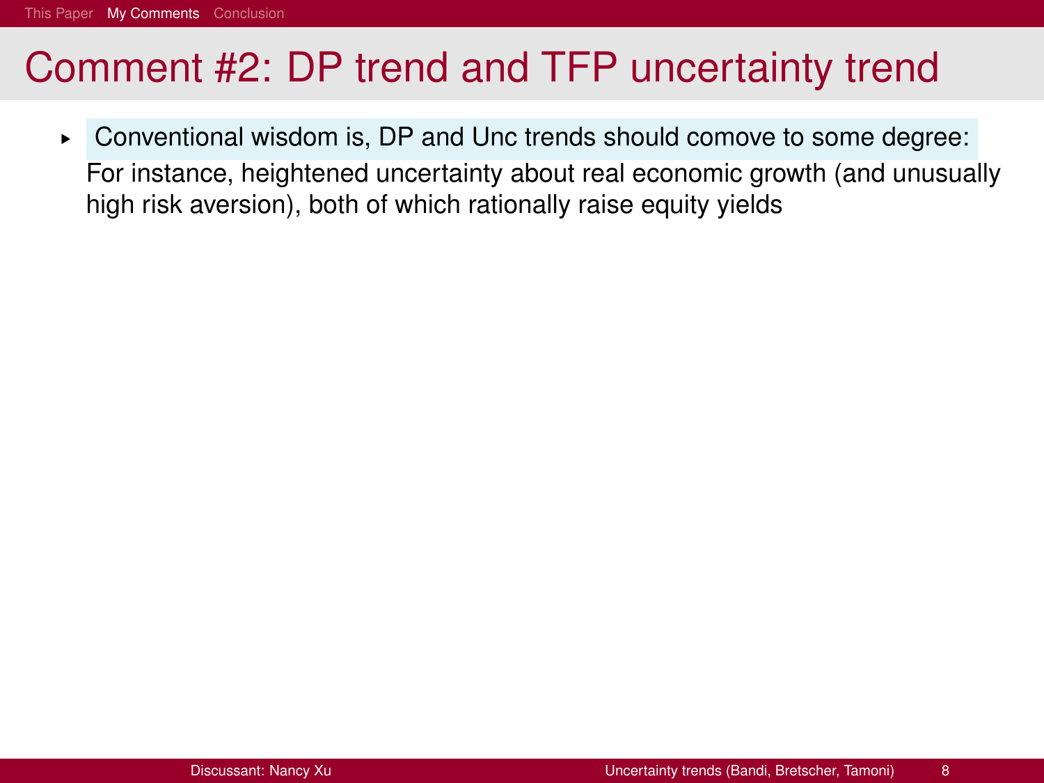# Comment #2: DP trend and TFP uncertainty trend

- Conventional wisdom is, DP and Unc trends should comove to some degree:
  For instance, heightened uncertainty about real economic growth (and unusually high risk aversion), both of which rationally raise equity yields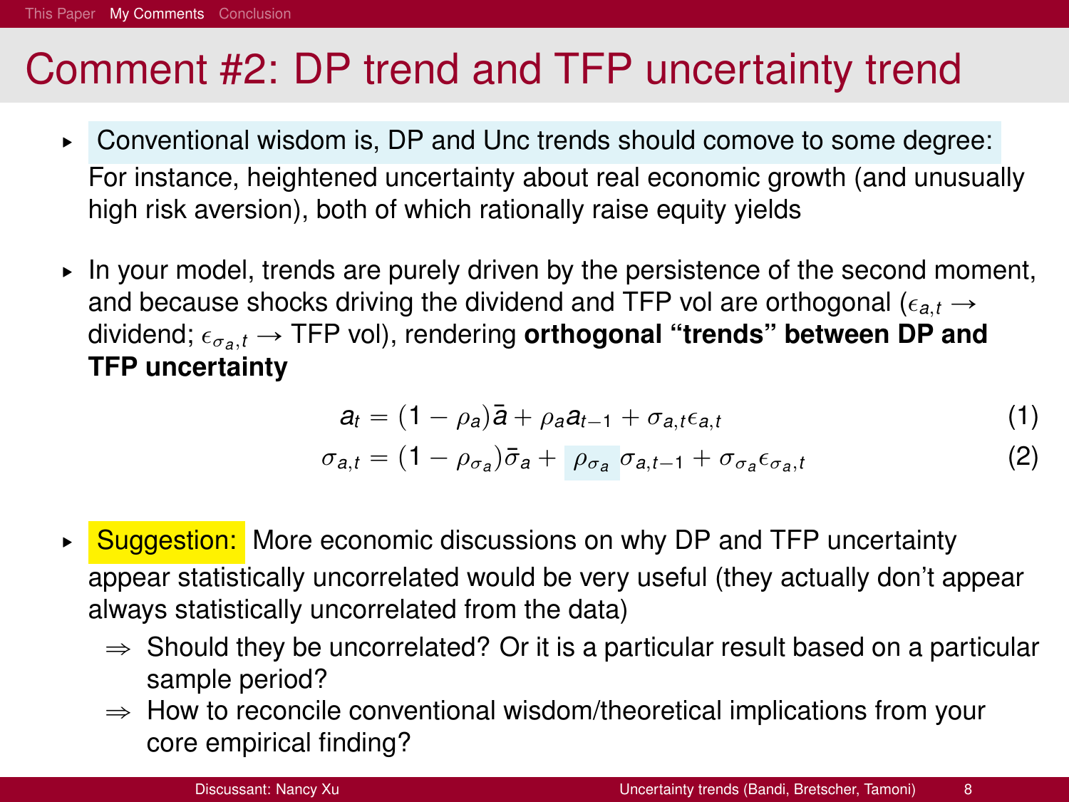# Comment #2: DP trend and TFP uncertainty trend

- Conventional wisdom is, DP and Unc trends should comove to some degree: For instance, heightened uncertainty about real economic growth (and unusually high risk aversion), both of which rationally raise equity yields

- In your model, trends are purely driven by the persistence of the second moment, and because shocks driving the dividend and TFP vol are orthogonal ($\epsilon_{a,t} \rightarrow$ dividend; $\epsilon_{\sigma_a,t} \rightarrow$ TFP vol), rendering **orthogonal "trends" between DP and TFP uncertainty**

$$a_t = (1 - \rho_a)\bar{a} + \rho_a a_{t-1} + \sigma_{a,t}\epsilon_{a,t} \tag{1}$$

$$\sigma_{a,t} = (1 - \rho_{\sigma_a})\bar{\sigma}_a + \rho_{\sigma_a}\sigma_{a,t-1} + \sigma_{\sigma_a}\epsilon_{\sigma_a,t} \tag{2}$$

- Suggestion: More economic discussions on why DP and TFP uncertainty appear statistically uncorrelated would be very useful (they actually don't appear always statistically uncorrelated from the data)
  - $\Rightarrow$ Should they be uncorrelated? Or it is a particular result based on a particular sample period?
  - $\Rightarrow$ How to reconcile conventional wisdom/theoretical implications from your core empirical finding?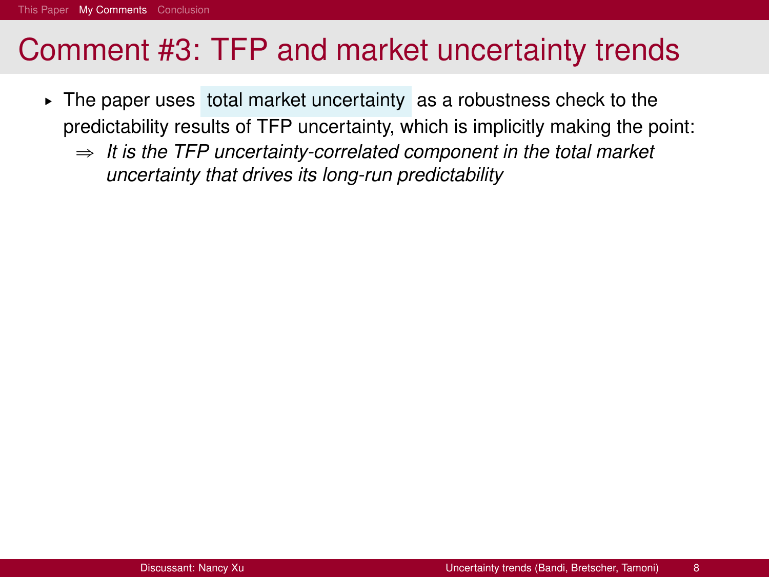# Comment #3: TFP and market uncertainty trends

- The paper uses total market uncertainty as a robustness check to the predictability results of TFP uncertainty, which is implicitly making the point:
  - ⇒ *It is the TFP uncertainty-correlated component in the total market uncertainty that drives its long-run predictability*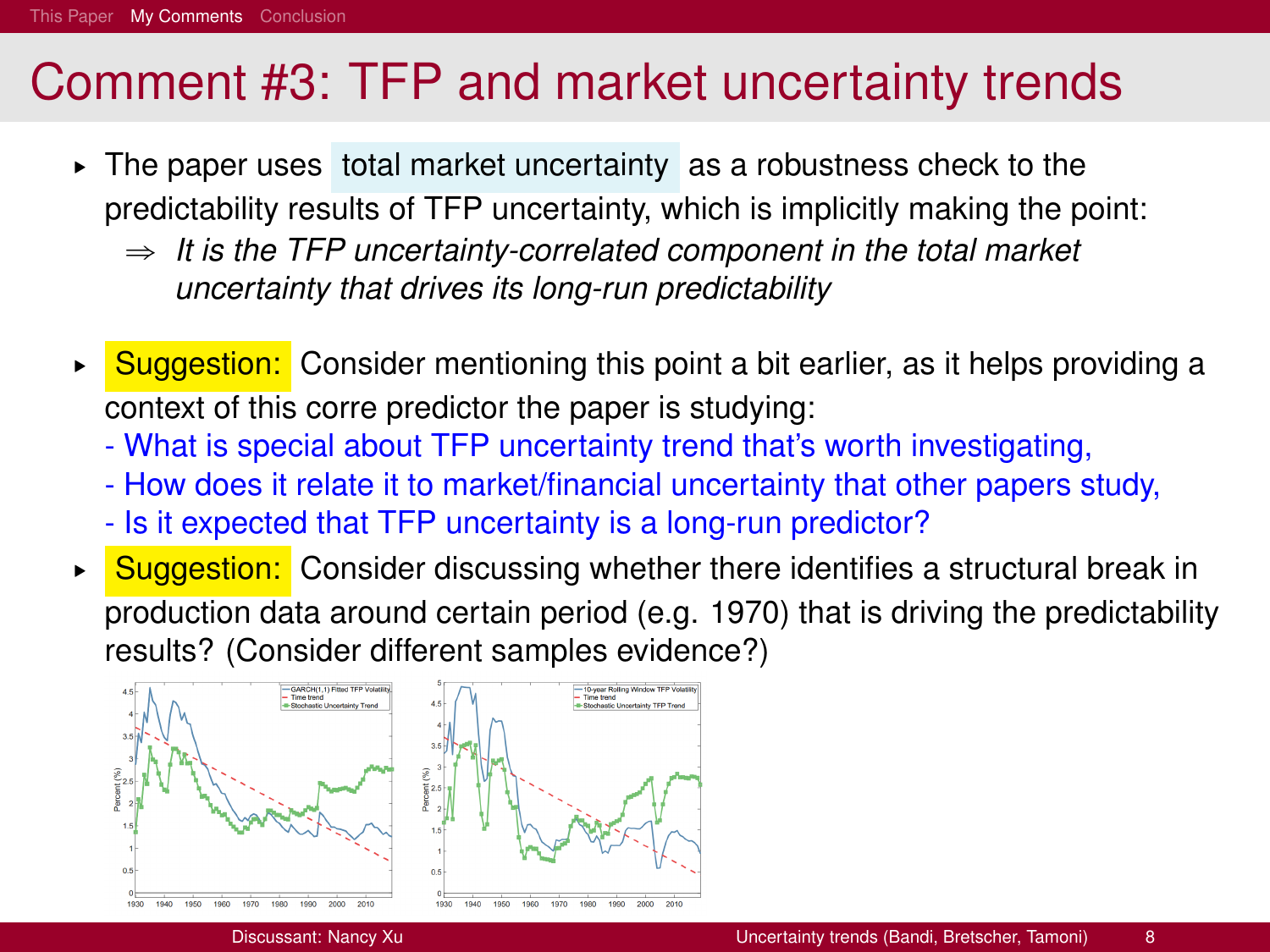# Comment #3: TFP and market uncertainty trends

- The paper uses total market uncertainty as a robustness check to the predictability results of TFP uncertainty, which is implicitly making the point:
  - ⇒ *It is the TFP uncertainty-correlated component in the total market uncertainty that drives its long-run predictability*

- **Suggestion:** Consider mentioning this point a bit earlier, as it helps providing a context of this corre predictor the paper is studying:
  - What is special about TFP uncertainty trend that's worth investigating,
  - How does it relate it to market/financial uncertainty that other papers study,
  - Is it expected that TFP uncertainty is a long-run predictor?

- **Suggestion:** Consider discussing whether there identifies a structural break in production data around certain period (e.g. 1970) that is driving the predictability results? (Consider different samples evidence?)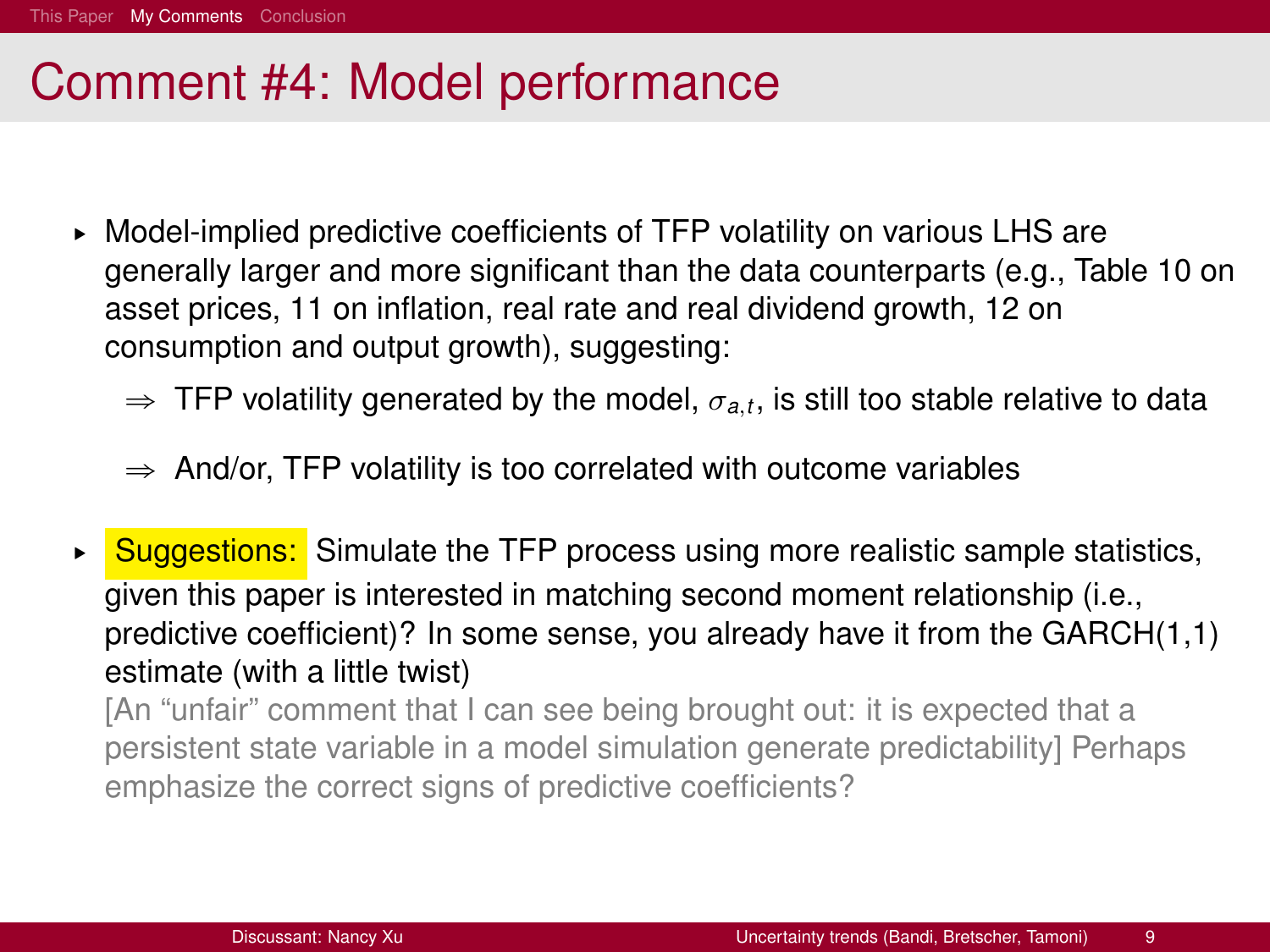# Comment #4: Model performance

- Model-implied predictive coefficients of TFP volatility on various LHS are generally larger and more significant than the data counterparts (e.g., Table 10 on asset prices, 11 on inflation, real rate and real dividend growth, 12 on consumption and output growth), suggesting:
  - $\Rightarrow$ TFP volatility generated by the model, $\sigma_{a,t}$, is still too stable relative to data
  - $\Rightarrow$ And/or, TFP volatility is too correlated with outcome variables

- **Suggestions:** Simulate the TFP process using more realistic sample statistics, given this paper is interested in matching second moment relationship (i.e., predictive coefficient)? In some sense, you already have it from the GARCH(1,1) estimate (with a little twist)

  [An "unfair" comment that I can see being brought out: it is expected that a persistent state variable in a model simulation generate predictability] Perhaps emphasize the correct signs of predictive coefficients?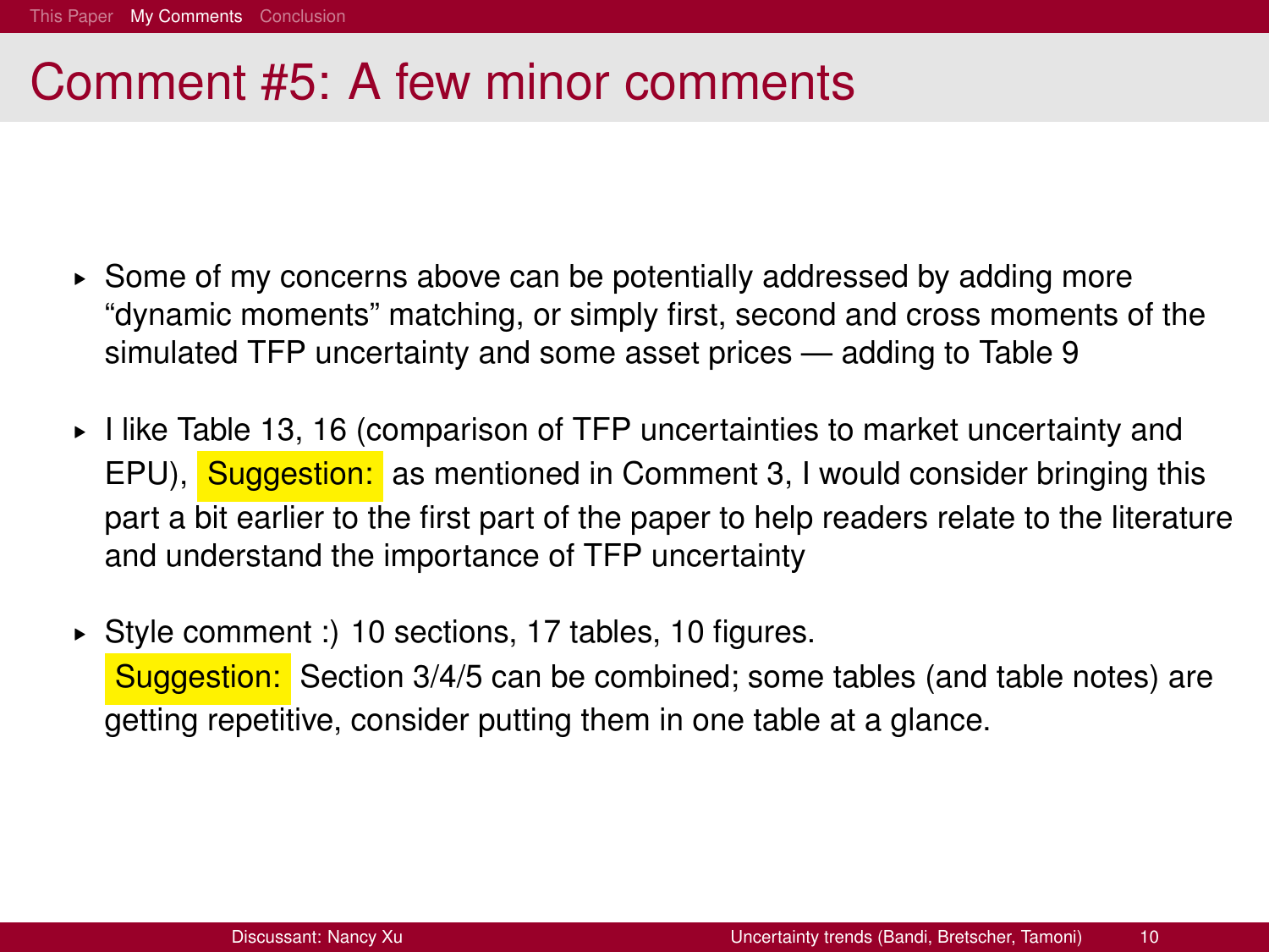# Comment #5: A few minor comments

- Some of my concerns above can be potentially addressed by adding more “dynamic moments” matching, or simply first, second and cross moments of the simulated TFP uncertainty and some asset prices — adding to Table 9
- I like Table 13, 16 (comparison of TFP uncertainties to market uncertainty and EPU), **Suggestion:** as mentioned in Comment 3, I would consider bringing this part a bit earlier to the first part of the paper to help readers relate to the literature and understand the importance of TFP uncertainty
- Style comment :) 10 sections, 17 tables, 10 figures.
  **Suggestion:** Section 3/4/5 can be combined; some tables (and table notes) are getting repetitive, consider putting them in one table at a glance.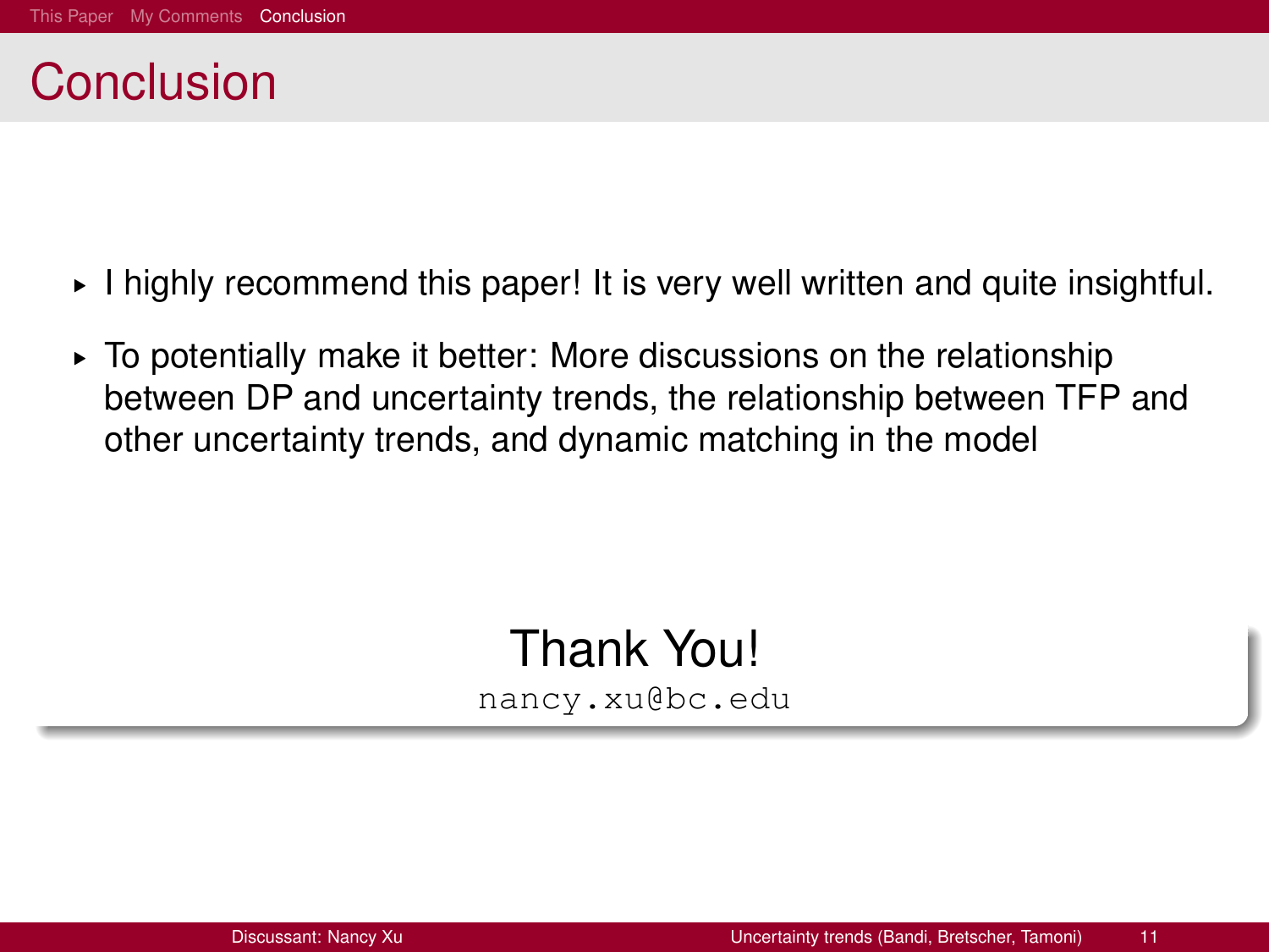# Conclusion

- I highly recommend this paper! It is very well written and quite insightful.
- To potentially make it better: More discussions on the relationship between DP and uncertainty trends, the relationship between TFP and other uncertainty trends, and dynamic matching in the model

Thank You!

nancy.xu@bc.edu